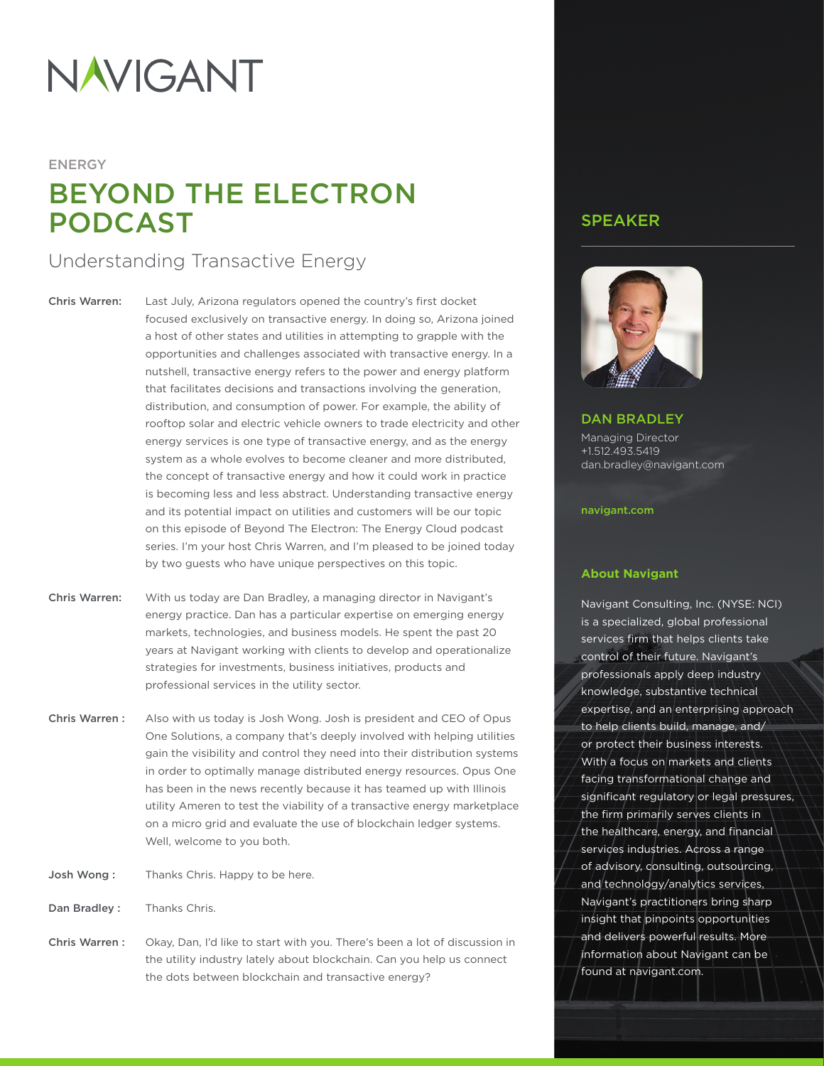# NAVIGANT

ENERGY

# BEYOND THE ELECTRON PODCAST

## Understanding Transactive Energy

**Chris Warren:** Last July, Arizona regulators opened the country's first docket focused exclusively on transactive energy. In doing so, Arizona joined a host of other states and utilities in attempting to grapple with the opportunities and challenges associated with transactive energy. In a nutshell, transactive energy refers to the power and energy platform that facilitates decisions and transactions involving the generation, distribution, and consumption of power. For example, the ability of rooftop solar and electric vehicle owners to trade electricity and other energy services is one type of transactive energy, and as the energy system as a whole evolves to become cleaner and more distributed, the concept of transactive energy and how it could work in practice is becoming less and less abstract. Understanding transactive energy and its potential impact on utilities and customers will be our topic on this episode of Beyond The Electron: The Energy Cloud podcast series. I'm your host Chris Warren, and I'm pleased to be joined today by two guests who have unique perspectives on this topic.

**Chris Warren:** With us today are Dan Bradley, a managing director in Navigant's energy practice. Dan has a particular expertise on emerging energy markets, technologies, and business models. He spent the past 20 years at Navigant working with clients to develop and operationalize strategies for investments, business initiatives, products and professional services in the utility sector.

**Chris Warren :** Also with us today is Josh Wong. Josh is president and CEO of Opus One Solutions, a company that's deeply involved with helping utilities gain the visibility and control they need into their distribution systems in order to optimally manage distributed energy resources. Opus One has been in the news recently because it has teamed up with Illinois utility Ameren to test the viability of a transactive energy marketplace on a micro grid and evaluate the use of blockchain ledger systems. Well, welcome to you both.

**Josh Wong :** Thanks Chris. Happy to be here.

**Dan Bradley :** Thanks Chris.

**Chris Warren :** Okay, Dan, I'd like to start with you. There's been a lot of discussion in the utility industry lately about blockchain. Can you help us connect the dots between blockchain and transactive energy?

## SPEAKER

**DAN BRADLEY**
Managing Director
+1.512.493.5419
dan.bradley@navigant.com

navigant.com

### About Navigant

Navigant Consulting, Inc. (NYSE: NCI) is a specialized, global professional services firm that helps clients take control of their future. Navigant's professionals apply deep industry knowledge, substantive technical expertise, and an enterprising approach to help clients build, manage, and/or protect their business interests. With a focus on markets and clients facing transformational change and significant regulatory or legal pressures, the firm primarily serves clients in the healthcare, energy, and financial services industries. Across a range of advisory, consulting, outsourcing, and technology/analytics services, Navigant's practitioners bring sharp insight that pinpoints opportunities and delivers powerful results. More information about Navigant can be found at navigant.com.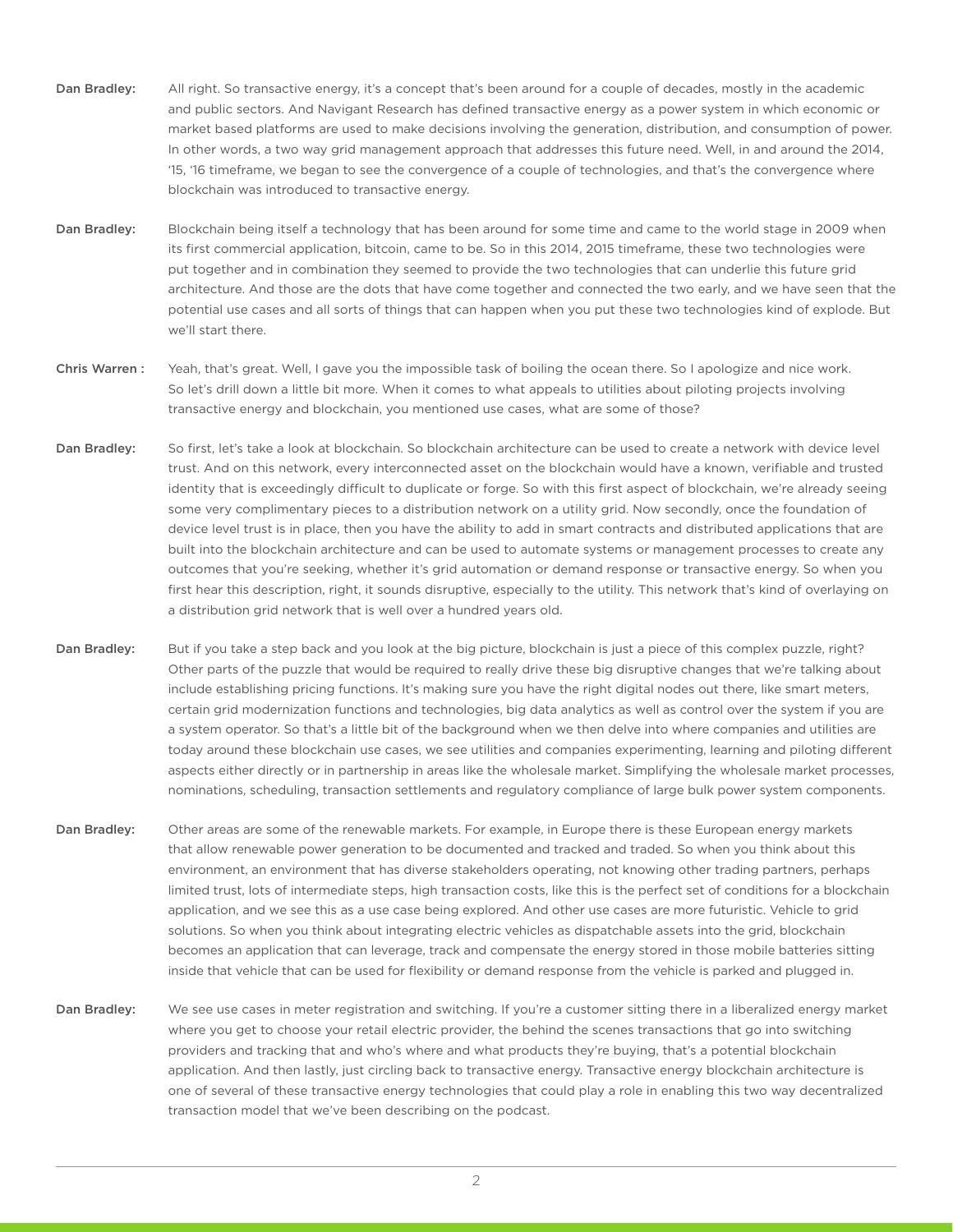**Dan Bradley:** All right. So transactive energy, it's a concept that's been around for a couple of decades, mostly in the academic and public sectors. And Navigant Research has defined transactive energy as a power system in which economic or market based platforms are used to make decisions involving the generation, distribution, and consumption of power. In other words, a two way grid management approach that addresses this future need. Well, in and around the 2014, '15, '16 timeframe, we began to see the convergence of a couple of technologies, and that's the convergence where blockchain was introduced to transactive energy.

**Dan Bradley:** Blockchain being itself a technology that has been around for some time and came to the world stage in 2009 when its first commercial application, bitcoin, came to be. So in this 2014, 2015 timeframe, these two technologies were put together and in combination they seemed to provide the two technologies that can underlie this future grid architecture. And those are the dots that have come together and connected the two early, and we have seen that the potential use cases and all sorts of things that can happen when you put these two technologies kind of explode. But we'll start there.

**Chris Warren :** Yeah, that's great. Well, I gave you the impossible task of boiling the ocean there. So I apologize and nice work. So let's drill down a little bit more. When it comes to what appeals to utilities about piloting projects involving transactive energy and blockchain, you mentioned use cases, what are some of those?

**Dan Bradley:** So first, let's take a look at blockchain. So blockchain architecture can be used to create a network with device level trust. And on this network, every interconnected asset on the blockchain would have a known, verifiable and trusted identity that is exceedingly difficult to duplicate or forge. So with this first aspect of blockchain, we're already seeing some very complimentary pieces to a distribution network on a utility grid. Now secondly, once the foundation of device level trust is in place, then you have the ability to add in smart contracts and distributed applications that are built into the blockchain architecture and can be used to automate systems or management processes to create any outcomes that you're seeking, whether it's grid automation or demand response or transactive energy. So when you first hear this description, right, it sounds disruptive, especially to the utility. This network that's kind of overlaying on a distribution grid network that is well over a hundred years old.

**Dan Bradley:** But if you take a step back and you look at the big picture, blockchain is just a piece of this complex puzzle, right? Other parts of the puzzle that would be required to really drive these big disruptive changes that we're talking about include establishing pricing functions. It's making sure you have the right digital nodes out there, like smart meters, certain grid modernization functions and technologies, big data analytics as well as control over the system if you are a system operator. So that's a little bit of the background when we then delve into where companies and utilities are today around these blockchain use cases, we see utilities and companies experimenting, learning and piloting different aspects either directly or in partnership in areas like the wholesale market. Simplifying the wholesale market processes, nominations, scheduling, transaction settlements and regulatory compliance of large bulk power system components.

**Dan Bradley:** Other areas are some of the renewable markets. For example, in Europe there is these European energy markets that allow renewable power generation to be documented and tracked and traded. So when you think about this environment, an environment that has diverse stakeholders operating, not knowing other trading partners, perhaps limited trust, lots of intermediate steps, high transaction costs, like this is the perfect set of conditions for a blockchain application, and we see this as a use case being explored. And other use cases are more futuristic. Vehicle to grid solutions. So when you think about integrating electric vehicles as dispatchable assets into the grid, blockchain becomes an application that can leverage, track and compensate the energy stored in those mobile batteries sitting inside that vehicle that can be used for flexibility or demand response from the vehicle is parked and plugged in.

**Dan Bradley:** We see use cases in meter registration and switching. If you're a customer sitting there in a liberalized energy market where you get to choose your retail electric provider, the behind the scenes transactions that go into switching providers and tracking that and who's where and what products they're buying, that's a potential blockchain application. And then lastly, just circling back to transactive energy. Transactive energy blockchain architecture is one of several of these transactive energy technologies that could play a role in enabling this two way decentralized transaction model that we've been describing on the podcast.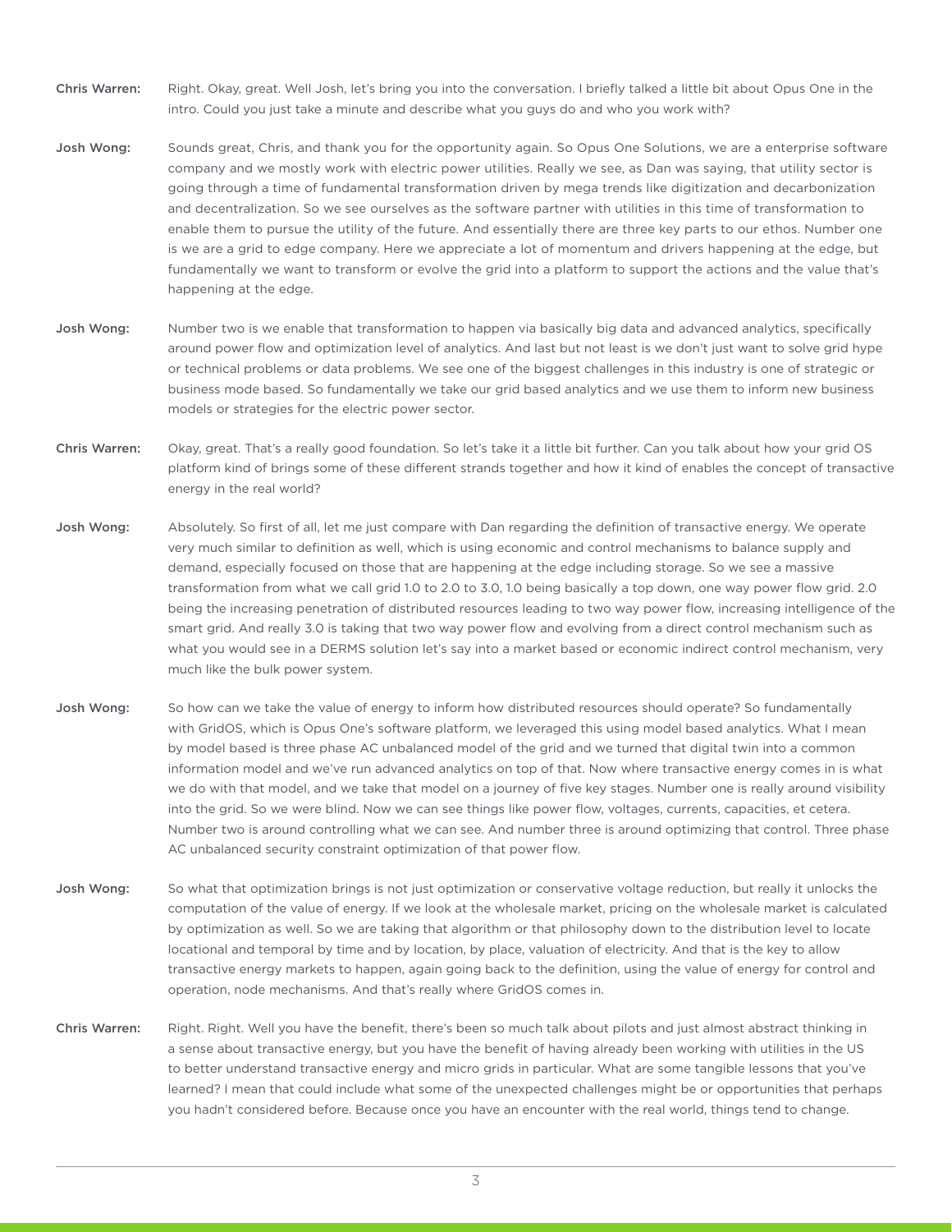**Chris Warren:** Right. Okay, great. Well Josh, let's bring you into the conversation. I briefly talked a little bit about Opus One in the intro. Could you just take a minute and describe what you guys do and who you work with?

**Josh Wong:** Sounds great, Chris, and thank you for the opportunity again. So Opus One Solutions, we are a enterprise software company and we mostly work with electric power utilities. Really we see, as Dan was saying, that utility sector is going through a time of fundamental transformation driven by mega trends like digitization and decarbonization and decentralization. So we see ourselves as the software partner with utilities in this time of transformation to enable them to pursue the utility of the future. And essentially there are three key parts to our ethos. Number one is we are a grid to edge company. Here we appreciate a lot of momentum and drivers happening at the edge, but fundamentally we want to transform or evolve the grid into a platform to support the actions and the value that's happening at the edge.

**Josh Wong:** Number two is we enable that transformation to happen via basically big data and advanced analytics, specifically around power flow and optimization level of analytics. And last but not least is we don't just want to solve grid hype or technical problems or data problems. We see one of the biggest challenges in this industry is one of strategic or business mode based. So fundamentally we take our grid based analytics and we use them to inform new business models or strategies for the electric power sector.

**Chris Warren:** Okay, great. That's a really good foundation. So let's take it a little bit further. Can you talk about how your grid OS platform kind of brings some of these different strands together and how it kind of enables the concept of transactive energy in the real world?

**Josh Wong:** Absolutely. So first of all, let me just compare with Dan regarding the definition of transactive energy. We operate very much similar to definition as well, which is using economic and control mechanisms to balance supply and demand, especially focused on those that are happening at the edge including storage. So we see a massive transformation from what we call grid 1.0 to 2.0 to 3.0, 1.0 being basically a top down, one way power flow grid. 2.0 being the increasing penetration of distributed resources leading to two way power flow, increasing intelligence of the smart grid. And really 3.0 is taking that two way power flow and evolving from a direct control mechanism such as what you would see in a DERMS solution let's say into a market based or economic indirect control mechanism, very much like the bulk power system.

**Josh Wong:** So how can we take the value of energy to inform how distributed resources should operate? So fundamentally with GridOS, which is Opus One's software platform, we leveraged this using model based analytics. What I mean by model based is three phase AC unbalanced model of the grid and we turned that digital twin into a common information model and we've run advanced analytics on top of that. Now where transactive energy comes in is what we do with that model, and we take that model on a journey of five key stages. Number one is really around visibility into the grid. So we were blind. Now we can see things like power flow, voltages, currents, capacities, et cetera. Number two is around controlling what we can see. And number three is around optimizing that control. Three phase AC unbalanced security constraint optimization of that power flow.

**Josh Wong:** So what that optimization brings is not just optimization or conservative voltage reduction, but really it unlocks the computation of the value of energy. If we look at the wholesale market, pricing on the wholesale market is calculated by optimization as well. So we are taking that algorithm or that philosophy down to the distribution level to locate locational and temporal by time and by location, by place, valuation of electricity. And that is the key to allow transactive energy markets to happen, again going back to the definition, using the value of energy for control and operation, node mechanisms. And that's really where GridOS comes in.

**Chris Warren:** Right. Right. Well you have the benefit, there's been so much talk about pilots and just almost abstract thinking in a sense about transactive energy, but you have the benefit of having already been working with utilities in the US to better understand transactive energy and micro grids in particular. What are some tangible lessons that you've learned? I mean that could include what some of the unexpected challenges might be or opportunities that perhaps you hadn't considered before. Because once you have an encounter with the real world, things tend to change.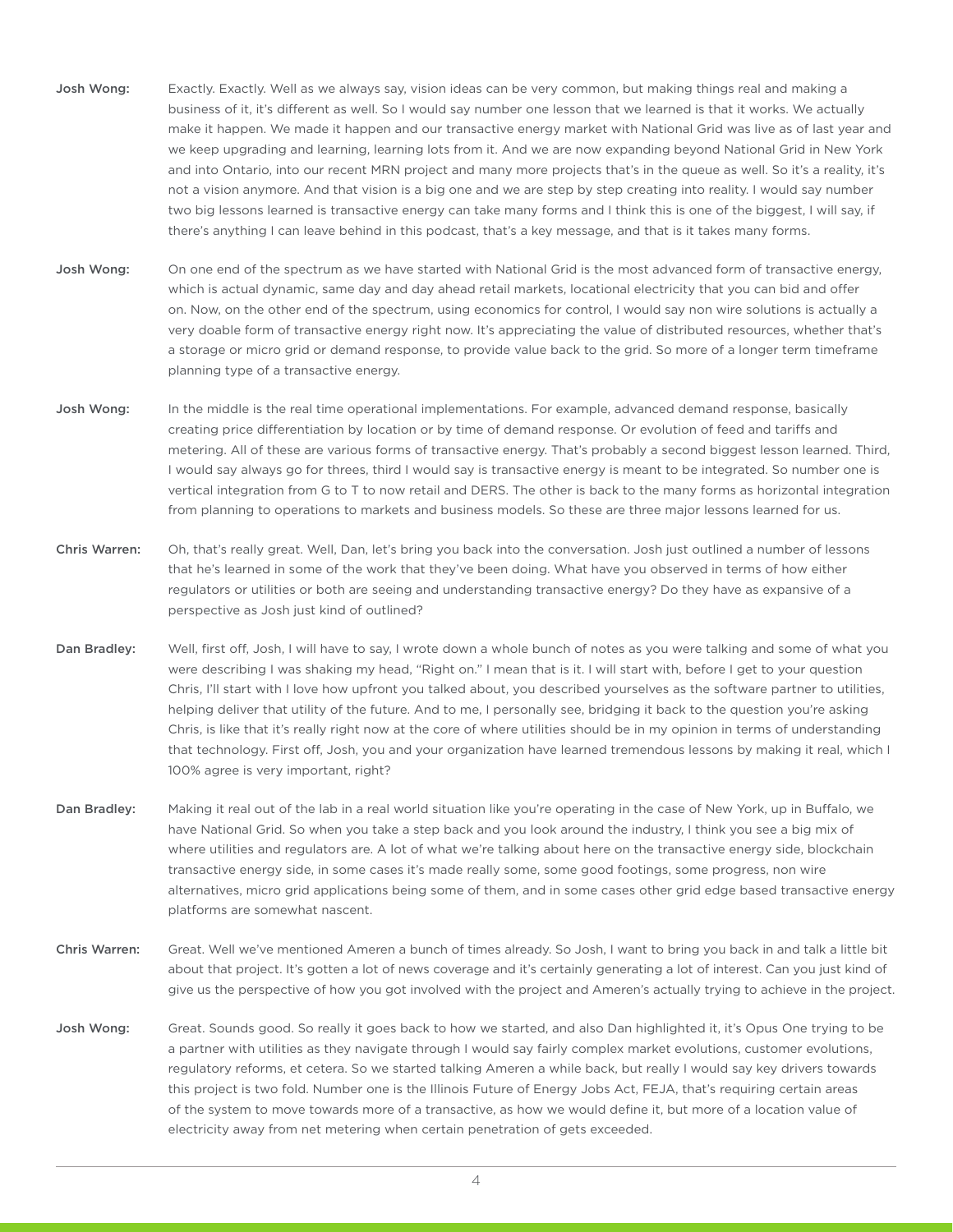**Josh Wong:** Exactly. Exactly. Well as we always say, vision ideas can be very common, but making things real and making a business of it, it's different as well. So I would say number one lesson that we learned is that it works. We actually make it happen. We made it happen and our transactive energy market with National Grid was live as of last year and we keep upgrading and learning, learning lots from it. And we are now expanding beyond National Grid in New York and into Ontario, into our recent MRN project and many more projects that's in the queue as well. So it's a reality, it's not a vision anymore. And that vision is a big one and we are step by step creating into reality. I would say number two big lessons learned is transactive energy can take many forms and I think this is one of the biggest, I will say, if there's anything I can leave behind in this podcast, that's a key message, and that is it takes many forms.

**Josh Wong:** On one end of the spectrum as we have started with National Grid is the most advanced form of transactive energy, which is actual dynamic, same day and day ahead retail markets, locational electricity that you can bid and offer on. Now, on the other end of the spectrum, using economics for control, I would say non wire solutions is actually a very doable form of transactive energy right now. It's appreciating the value of distributed resources, whether that's a storage or micro grid or demand response, to provide value back to the grid. So more of a longer term timeframe planning type of a transactive energy.

**Josh Wong:** In the middle is the real time operational implementations. For example, advanced demand response, basically creating price differentiation by location or by time of demand response. Or evolution of feed and tariffs and metering. All of these are various forms of transactive energy. That's probably a second biggest lesson learned. Third, I would say always go for threes, third I would say is transactive energy is meant to be integrated. So number one is vertical integration from G to T to now retail and DERS. The other is back to the many forms as horizontal integration from planning to operations to markets and business models. So these are three major lessons learned for us.

**Chris Warren:** Oh, that's really great. Well, Dan, let's bring you back into the conversation. Josh just outlined a number of lessons that he's learned in some of the work that they've been doing. What have you observed in terms of how either regulators or utilities or both are seeing and understanding transactive energy? Do they have as expansive of a perspective as Josh just kind of outlined?

**Dan Bradley:** Well, first off, Josh, I will have to say, I wrote down a whole bunch of notes as you were talking and some of what you were describing I was shaking my head, "Right on." I mean that is it. I will start with, before I get to your question Chris, I'll start with I love how upfront you talked about, you described yourselves as the software partner to utilities, helping deliver that utility of the future. And to me, I personally see, bridging it back to the question you're asking Chris, is like that it's really right now at the core of where utilities should be in my opinion in terms of understanding that technology. First off, Josh, you and your organization have learned tremendous lessons by making it real, which I 100% agree is very important, right?

**Dan Bradley:** Making it real out of the lab in a real world situation like you're operating in the case of New York, up in Buffalo, we have National Grid. So when you take a step back and you look around the industry, I think you see a big mix of where utilities and regulators are. A lot of what we're talking about here on the transactive energy side, blockchain transactive energy side, in some cases it's made really some, some good footings, some progress, non wire alternatives, micro grid applications being some of them, and in some cases other grid edge based transactive energy platforms are somewhat nascent.

**Chris Warren:** Great. Well we've mentioned Ameren a bunch of times already. So Josh, I want to bring you back in and talk a little bit about that project. It's gotten a lot of news coverage and it's certainly generating a lot of interest. Can you just kind of give us the perspective of how you got involved with the project and Ameren's actually trying to achieve in the project.

**Josh Wong:** Great. Sounds good. So really it goes back to how we started, and also Dan highlighted it, it's Opus One trying to be a partner with utilities as they navigate through I would say fairly complex market evolutions, customer evolutions, regulatory reforms, et cetera. So we started talking Ameren a while back, but really I would say key drivers towards this project is two fold. Number one is the Illinois Future of Energy Jobs Act, FEJA, that's requiring certain areas of the system to move towards more of a transactive, as how we would define it, but more of a location value of electricity away from net metering when certain penetration of gets exceeded.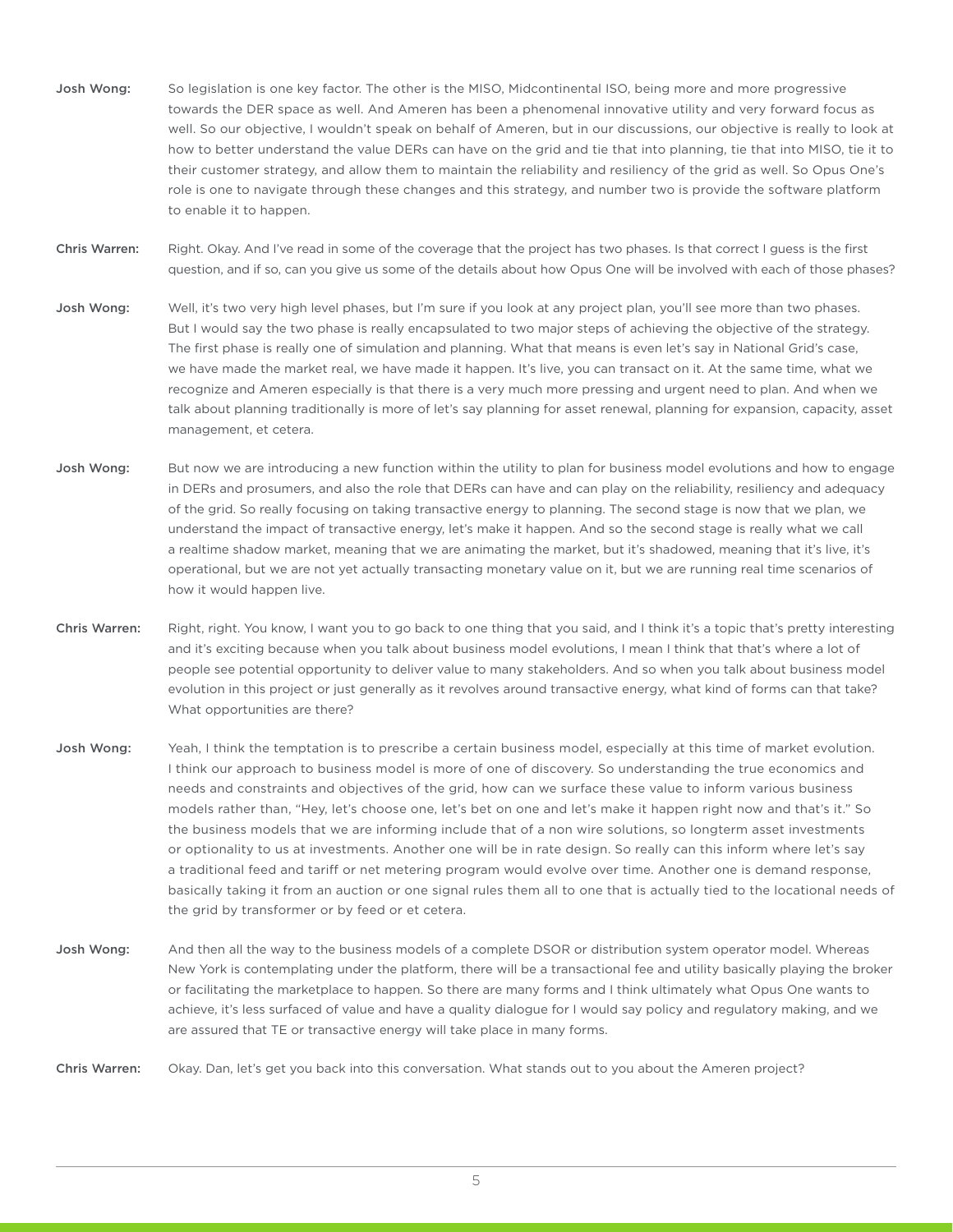**Josh Wong:** So legislation is one key factor. The other is the MISO, Midcontinental ISO, being more and more progressive towards the DER space as well. And Ameren has been a phenomenal innovative utility and very forward focus as well. So our objective, I wouldn't speak on behalf of Ameren, but in our discussions, our objective is really to look at how to better understand the value DERs can have on the grid and tie that into planning, tie that into MISO, tie it to their customer strategy, and allow them to maintain the reliability and resiliency of the grid as well. So Opus One's role is one to navigate through these changes and this strategy, and number two is provide the software platform to enable it to happen.

**Chris Warren:** Right. Okay. And I've read in some of the coverage that the project has two phases. Is that correct I guess is the first question, and if so, can you give us some of the details about how Opus One will be involved with each of those phases?

**Josh Wong:** Well, it's two very high level phases, but I'm sure if you look at any project plan, you'll see more than two phases. But I would say the two phase is really encapsulated to two major steps of achieving the objective of the strategy. The first phase is really one of simulation and planning. What that means is even let's say in National Grid's case, we have made the market real, we have made it happen. It's live, you can transact on it. At the same time, what we recognize and Ameren especially is that there is a very much more pressing and urgent need to plan. And when we talk about planning traditionally is more of let's say planning for asset renewal, planning for expansion, capacity, asset management, et cetera.

**Josh Wong:** But now we are introducing a new function within the utility to plan for business model evolutions and how to engage in DERs and prosumers, and also the role that DERs can have and can play on the reliability, resiliency and adequacy of the grid. So really focusing on taking transactive energy to planning. The second stage is now that we plan, we understand the impact of transactive energy, let's make it happen. And so the second stage is really what we call a realtime shadow market, meaning that we are animating the market, but it's shadowed, meaning that it's live, it's operational, but we are not yet actually transacting monetary value on it, but we are running real time scenarios of how it would happen live.

**Chris Warren:** Right, right. You know, I want you to go back to one thing that you said, and I think it's a topic that's pretty interesting and it's exciting because when you talk about business model evolutions, I mean I think that that's where a lot of people see potential opportunity to deliver value to many stakeholders. And so when you talk about business model evolution in this project or just generally as it revolves around transactive energy, what kind of forms can that take? What opportunities are there?

**Josh Wong:** Yeah, I think the temptation is to prescribe a certain business model, especially at this time of market evolution. I think our approach to business model is more of one of discovery. So understanding the true economics and needs and constraints and objectives of the grid, how can we surface these value to inform various business models rather than, "Hey, let's choose one, let's bet on one and let's make it happen right now and that's it." So the business models that we are informing include that of a non wire solutions, so longterm asset investments or optionality to us at investments. Another one will be in rate design. So really can this inform where let's say a traditional feed and tariff or net metering program would evolve over time. Another one is demand response, basically taking it from an auction or one signal rules them all to one that is actually tied to the locational needs of the grid by transformer or by feed or et cetera.

**Josh Wong:** And then all the way to the business models of a complete DSOR or distribution system operator model. Whereas New York is contemplating under the platform, there will be a transactional fee and utility basically playing the broker or facilitating the marketplace to happen. So there are many forms and I think ultimately what Opus One wants to achieve, it's less surfaced of value and have a quality dialogue for I would say policy and regulatory making, and we are assured that TE or transactive energy will take place in many forms.

**Chris Warren:** Okay. Dan, let's get you back into this conversation. What stands out to you about the Ameren project?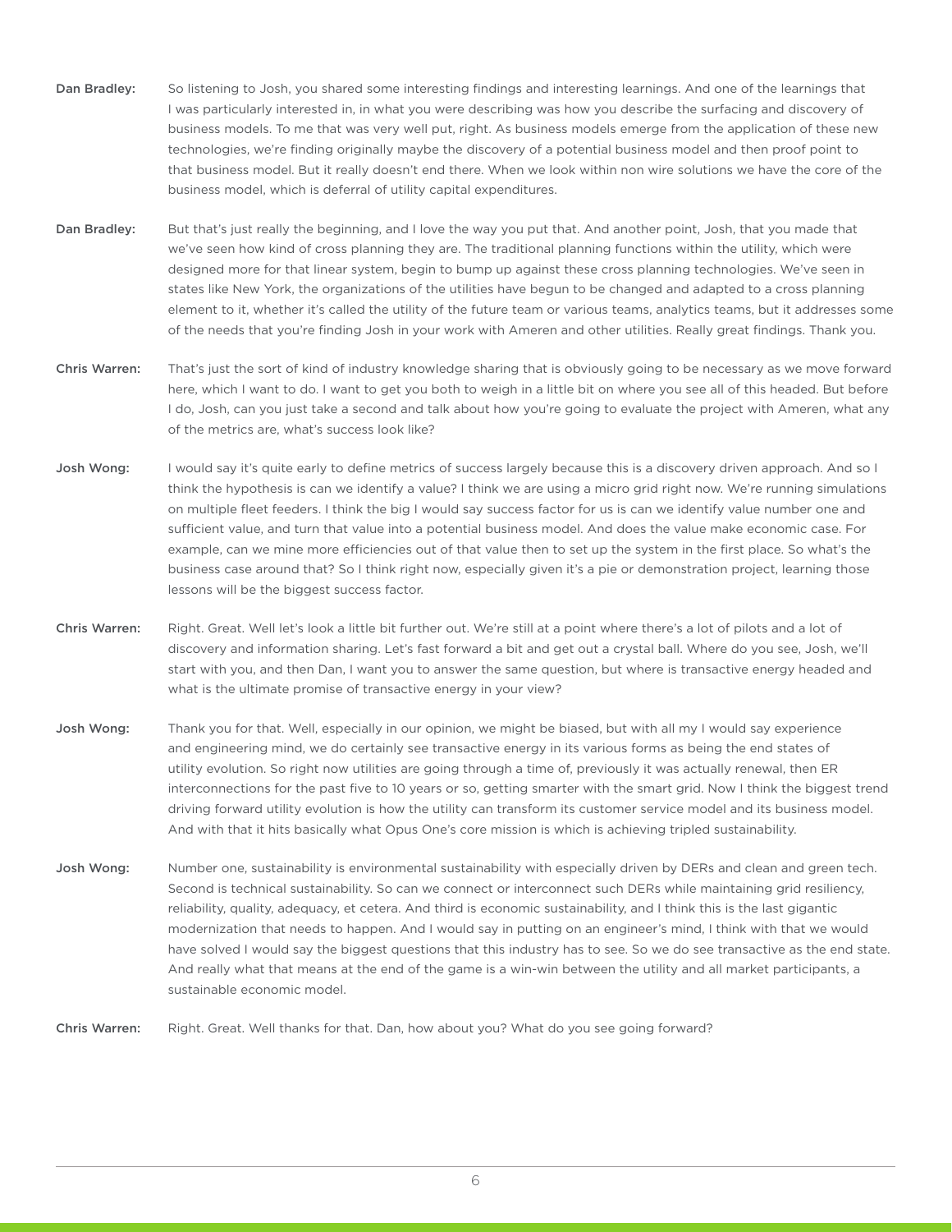**Dan Bradley:** So listening to Josh, you shared some interesting findings and interesting learnings. And one of the learnings that I was particularly interested in, in what you were describing was how you describe the surfacing and discovery of business models. To me that was very well put, right. As business models emerge from the application of these new technologies, we're finding originally maybe the discovery of a potential business model and then proof point to that business model. But it really doesn't end there. When we look within non wire solutions we have the core of the business model, which is deferral of utility capital expenditures.

**Dan Bradley:** But that's just really the beginning, and I love the way you put that. And another point, Josh, that you made that we've seen how kind of cross planning they are. The traditional planning functions within the utility, which were designed more for that linear system, begin to bump up against these cross planning technologies. We've seen in states like New York, the organizations of the utilities have begun to be changed and adapted to a cross planning element to it, whether it's called the utility of the future team or various teams, analytics teams, but it addresses some of the needs that you're finding Josh in your work with Ameren and other utilities. Really great findings. Thank you.

**Chris Warren:** That's just the sort of kind of industry knowledge sharing that is obviously going to be necessary as we move forward here, which I want to do. I want to get you both to weigh in a little bit on where you see all of this headed. But before I do, Josh, can you just take a second and talk about how you're going to evaluate the project with Ameren, what any of the metrics are, what's success look like?

**Josh Wong:** I would say it's quite early to define metrics of success largely because this is a discovery driven approach. And so I think the hypothesis is can we identify a value? I think we are using a micro grid right now. We're running simulations on multiple fleet feeders. I think the big I would say success factor for us is can we identify value number one and sufficient value, and turn that value into a potential business model. And does the value make economic case. For example, can we mine more efficiencies out of that value then to set up the system in the first place. So what's the business case around that? So I think right now, especially given it's a pie or demonstration project, learning those lessons will be the biggest success factor.

**Chris Warren:** Right. Great. Well let's look a little bit further out. We're still at a point where there's a lot of pilots and a lot of discovery and information sharing. Let's fast forward a bit and get out a crystal ball. Where do you see, Josh, we'll start with you, and then Dan, I want you to answer the same question, but where is transactive energy headed and what is the ultimate promise of transactive energy in your view?

**Josh Wong:** Thank you for that. Well, especially in our opinion, we might be biased, but with all my I would say experience and engineering mind, we do certainly see transactive energy in its various forms as being the end states of utility evolution. So right now utilities are going through a time of, previously it was actually renewal, then ER interconnections for the past five to 10 years or so, getting smarter with the smart grid. Now I think the biggest trend driving forward utility evolution is how the utility can transform its customer service model and its business model. And with that it hits basically what Opus One's core mission is which is achieving tripled sustainability.

**Josh Wong:** Number one, sustainability is environmental sustainability with especially driven by DERs and clean and green tech. Second is technical sustainability. So can we connect or interconnect such DERs while maintaining grid resiliency, reliability, quality, adequacy, et cetera. And third is economic sustainability, and I think this is the last gigantic modernization that needs to happen. And I would say in putting on an engineer's mind, I think with that we would have solved I would say the biggest questions that this industry has to see. So we do see transactive as the end state. And really what that means at the end of the game is a win-win between the utility and all market participants, a sustainable economic model.

**Chris Warren:** Right. Great. Well thanks for that. Dan, how about you? What do you see going forward?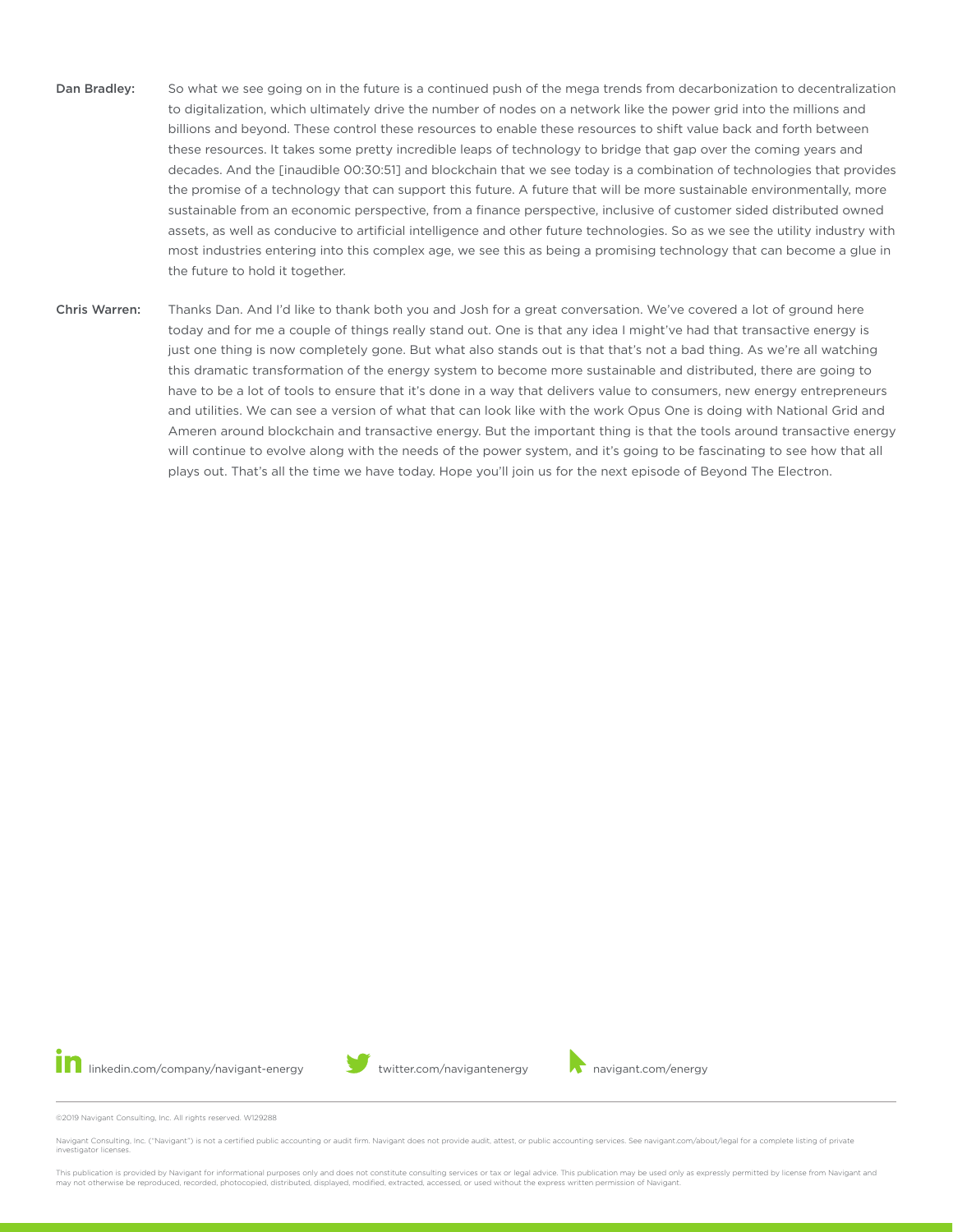**Dan Bradley:** So what we see going on in the future is a continued push of the mega trends from decarbonization to decentralization to digitalization, which ultimately drive the number of nodes on a network like the power grid into the millions and billions and beyond. These control these resources to enable these resources to shift value back and forth between these resources. It takes some pretty incredible leaps of technology to bridge that gap over the coming years and decades. And the [inaudible 00:30:51] and blockchain that we see today is a combination of technologies that provides the promise of a technology that can support this future. A future that will be more sustainable environmentally, more sustainable from an economic perspective, from a finance perspective, inclusive of customer sided distributed owned assets, as well as conducive to artificial intelligence and other future technologies. So as we see the utility industry with most industries entering into this complex age, we see this as being a promising technology that can become a glue in the future to hold it together.

**Chris Warren:** Thanks Dan. And I'd like to thank both you and Josh for a great conversation. We've covered a lot of ground here today and for me a couple of things really stand out. One is that any idea I might've had that transactive energy is just one thing is now completely gone. But what also stands out is that that's not a bad thing. As we're all watching this dramatic transformation of the energy system to become more sustainable and distributed, there are going to have to be a lot of tools to ensure that it's done in a way that delivers value to consumers, new energy entrepreneurs and utilities. We can see a version of what that can look like with the work Opus One is doing with National Grid and Ameren around blockchain and transactive energy. But the important thing is that the tools around transactive energy will continue to evolve along with the needs of the power system, and it's going to be fascinating to see how that all plays out. That's all the time we have today. Hope you'll join us for the next episode of Beyond The Electron.

linkedin.com/company/navigant-energy twitter.com/navigantenergy navigant.com/energy

©2019 Navigant Consulting, Inc. All rights reserved. W129288

Navigant Consulting, Inc. ("Navigant") is not a certified public accounting or audit firm. Navigant does not provide audit, attest, or public accounting services. See navigant.com/about/legal for a complete listing of private investigator licenses.

This publication is provided by Navigant for informational purposes only and does not constitute consulting services or tax or legal advice. This publication may be used only as expressly permitted by license from Navigant and may not otherwise be reproduced, recorded, photocopied, distributed, displayed, modified, extracted, accessed, or used without the express written permission of Navigant.